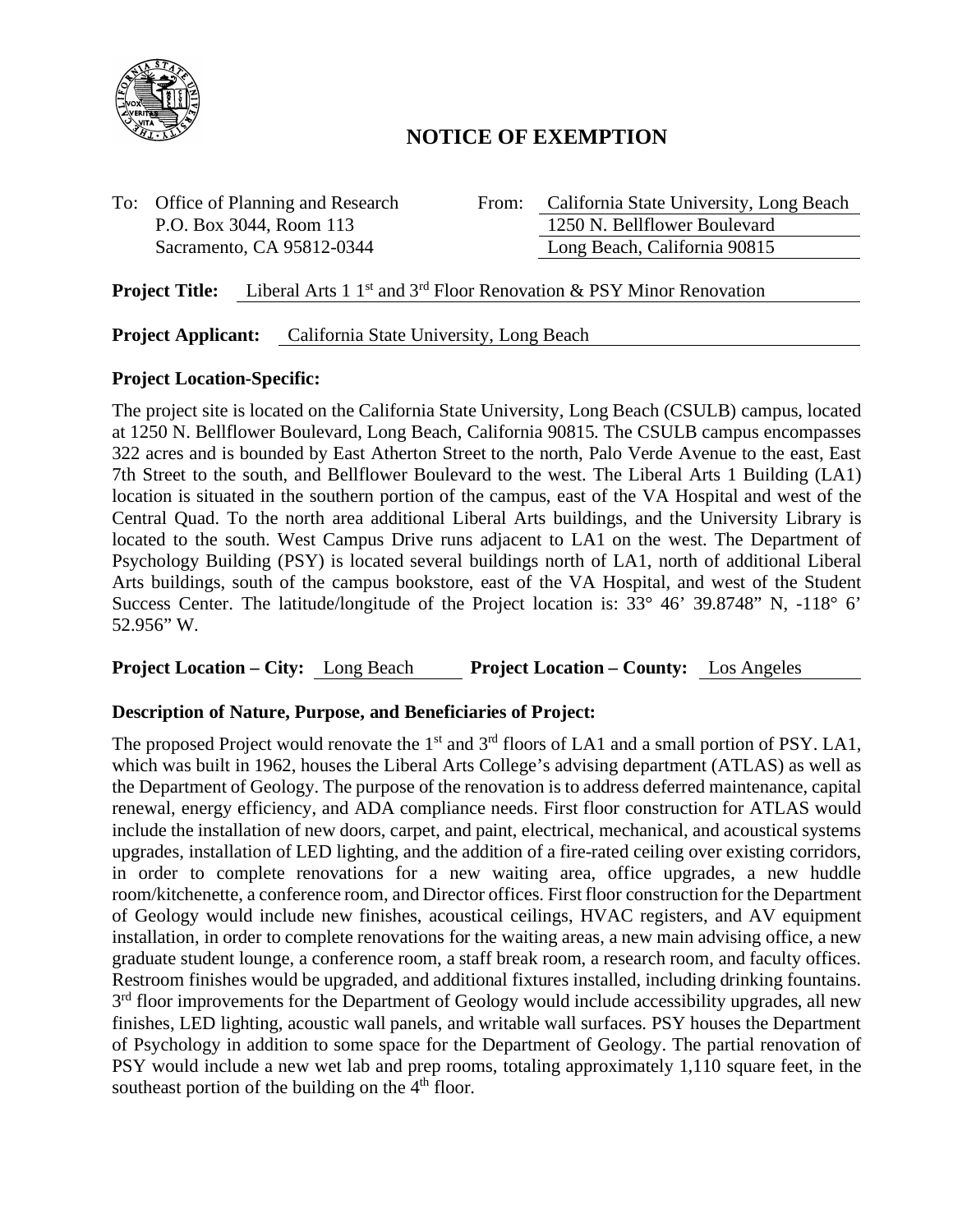# NOTICE OF EXEMPTION

To: Office of Planning and Research
P.O. Box 3044, Room 113
Sacramento, CA 95812-0344

From: California State University, Long Beach
1250 N. Bellflower Boulevard
Long Beach, California 90815

**Project Title:** Liberal Arts 1 1st and 3rd Floor Renovation & PSY Minor Renovation

**Project Applicant:** California State University, Long Beach

**Project Location-Specific:**

The project site is located on the California State University, Long Beach (CSULB) campus, located at 1250 N. Bellflower Boulevard, Long Beach, California 90815. The CSULB campus encompasses 322 acres and is bounded by East Atherton Street to the north, Palo Verde Avenue to the east, East 7th Street to the south, and Bellflower Boulevard to the west. The Liberal Arts 1 Building (LA1) location is situated in the southern portion of the campus, east of the VA Hospital and west of the Central Quad. To the north area additional Liberal Arts buildings, and the University Library is located to the south. West Campus Drive runs adjacent to LA1 on the west. The Department of Psychology Building (PSY) is located several buildings north of LA1, north of additional Liberal Arts buildings, south of the campus bookstore, east of the VA Hospital, and west of the Student Success Center. The latitude/longitude of the Project location is: 33° 46' 39.8748" N, -118° 6' 52.956" W.

**Project Location – City:** Long Beach **Project Location – County:** Los Angeles

**Description of Nature, Purpose, and Beneficiaries of Project:**

The proposed Project would renovate the 1st and 3rd floors of LA1 and a small portion of PSY. LA1, which was built in 1962, houses the Liberal Arts College's advising department (ATLAS) as well as the Department of Geology. The purpose of the renovation is to address deferred maintenance, capital renewal, energy efficiency, and ADA compliance needs. First floor construction for ATLAS would include the installation of new doors, carpet, and paint, electrical, mechanical, and acoustical systems upgrades, installation of LED lighting, and the addition of a fire-rated ceiling over existing corridors, in order to complete renovations for a new waiting area, office upgrades, a new huddle room/kitchenette, a conference room, and Director offices. First floor construction for the Department of Geology would include new finishes, acoustical ceilings, HVAC registers, and AV equipment installation, in order to complete renovations for the waiting areas, a new main advising office, a new graduate student lounge, a conference room, a staff break room, a research room, and faculty offices. Restroom finishes would be upgraded, and additional fixtures installed, including drinking fountains. 3rd floor improvements for the Department of Geology would include accessibility upgrades, all new finishes, LED lighting, acoustic wall panels, and writable wall surfaces. PSY houses the Department of Psychology in addition to some space for the Department of Geology. The partial renovation of PSY would include a new wet lab and prep rooms, totaling approximately 1,110 square feet, in the southeast portion of the building on the 4th floor.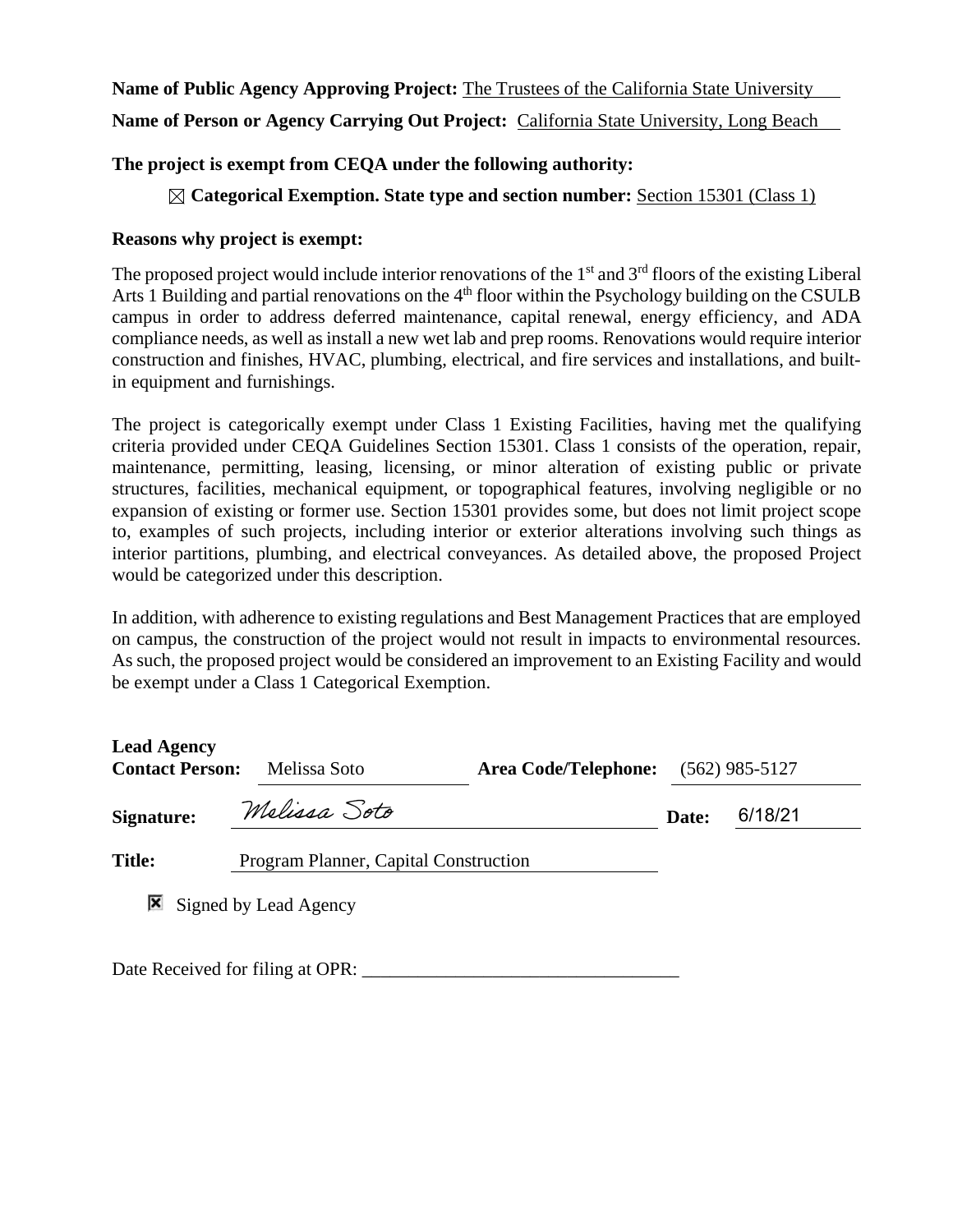**Name of Public Agency Approving Project:** The Trustees of the California State University

**Name of Person or Agency Carrying Out Project:** California State University, Long Beach

**The project is exempt from CEQA under the following authority:**

☒ **Categorical Exemption. State type and section number:** Section 15301 (Class 1)

**Reasons why project is exempt:**

The proposed project would include interior renovations of the 1st and 3rd floors of the existing Liberal Arts 1 Building and partial renovations on the 4th floor within the Psychology building on the CSULB campus in order to address deferred maintenance, capital renewal, energy efficiency, and ADA compliance needs, as well as install a new wet lab and prep rooms. Renovations would require interior construction and finishes, HVAC, plumbing, electrical, and fire services and installations, and built-in equipment and furnishings.

The project is categorically exempt under Class 1 Existing Facilities, having met the qualifying criteria provided under CEQA Guidelines Section 15301. Class 1 consists of the operation, repair, maintenance, permitting, leasing, licensing, or minor alteration of existing public or private structures, facilities, mechanical equipment, or topographical features, involving negligible or no expansion of existing or former use. Section 15301 provides some, but does not limit project scope to, examples of such projects, including interior or exterior alterations involving such things as interior partitions, plumbing, and electrical conveyances. As detailed above, the proposed Project would be categorized under this description.

In addition, with adherence to existing regulations and Best Management Practices that are employed on campus, the construction of the project would not result in impacts to environmental resources. As such, the proposed project would be considered an improvement to an Existing Facility and would be exempt under a Class 1 Categorical Exemption.

**Lead Agency Contact Person:** Melissa Soto **Area Code/Telephone:** (562) 985-5127

**Signature:** Melissa Soto **Date:** 6/18/21

**Title:** Program Planner, Capital Construction

☒ Signed by Lead Agency

Date Received for filing at OPR: ______________________________